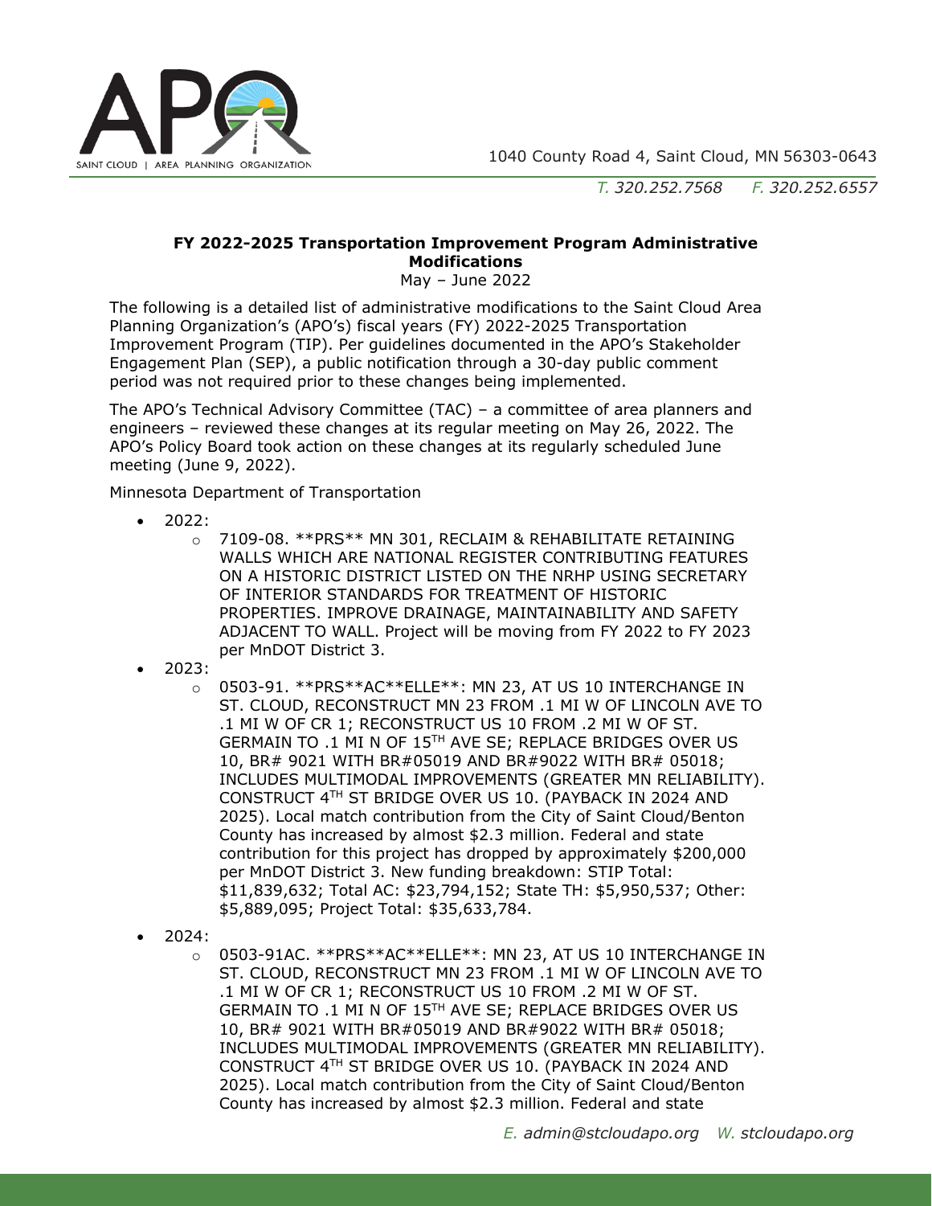**FY 2022-2025 Transportation Improvement Program Administrative Modifications**

May – June 2022

The following is a detailed list of administrative modifications to the Saint Cloud Area Planning Organization's (APO's) fiscal years (FY) 2022-2025 Transportation Improvement Program (TIP). Per guidelines documented in the APO's Stakeholder Engagement Plan (SEP), a public notification through a 30-day public comment period was not required prior to these changes being implemented.

The APO's Technical Advisory Committee (TAC) – a committee of area planners and engineers – reviewed these changes at its regular meeting on May 26, 2022. The APO's Policy Board took action on these changes at its regularly scheduled June meeting (June 9, 2022).

Minnesota Department of Transportation

- 2022:
  - 7109-08. **PRS** MN 301, RECLAIM & REHABILITATE RETAINING WALLS WHICH ARE NATIONAL REGISTER CONTRIBUTING FEATURES ON A HISTORIC DISTRICT LISTED ON THE NRHP USING SECRETARY OF INTERIOR STANDARDS FOR TREATMENT OF HISTORIC PROPERTIES. IMPROVE DRAINAGE, MAINTAINABILITY AND SAFETY ADJACENT TO WALL. Project will be moving from FY 2022 to FY 2023 per MnDOT District 3.
- 2023:
  - 0503-91. **PRS**AC**ELLE**: MN 23, AT US 10 INTERCHANGE IN ST. CLOUD, RECONSTRUCT MN 23 FROM .1 MI W OF LINCOLN AVE TO .1 MI W OF CR 1; RECONSTRUCT US 10 FROM .2 MI W OF ST. GERMAIN TO .1 MI N OF 15TH AVE SE; REPLACE BRIDGES OVER US 10, BR# 9021 WITH BR#05019 AND BR#9022 WITH BR# 05018; INCLUDES MULTIMODAL IMPROVEMENTS (GREATER MN RELIABILITY). CONSTRUCT 4TH ST BRIDGE OVER US 10. (PAYBACK IN 2024 AND 2025). Local match contribution from the City of Saint Cloud/Benton County has increased by almost $2.3 million. Federal and state contribution for this project has dropped by approximately $200,000 per MnDOT District 3. New funding breakdown: STIP Total: $11,839,632; Total AC: $23,794,152; State TH: $5,950,537; Other: $5,889,095; Project Total: $35,633,784.
- 2024:
  - 0503-91AC. **PRS**AC**ELLE**: MN 23, AT US 10 INTERCHANGE IN ST. CLOUD, RECONSTRUCT MN 23 FROM .1 MI W OF LINCOLN AVE TO .1 MI W OF CR 1; RECONSTRUCT US 10 FROM .2 MI W OF ST. GERMAIN TO .1 MI N OF 15TH AVE SE; REPLACE BRIDGES OVER US 10, BR# 9021 WITH BR#05019 AND BR#9022 WITH BR# 05018; INCLUDES MULTIMODAL IMPROVEMENTS (GREATER MN RELIABILITY). CONSTRUCT 4TH ST BRIDGE OVER US 10. (PAYBACK IN 2024 AND 2025). Local match contribution from the City of Saint Cloud/Benton County has increased by almost $2.3 million. Federal and state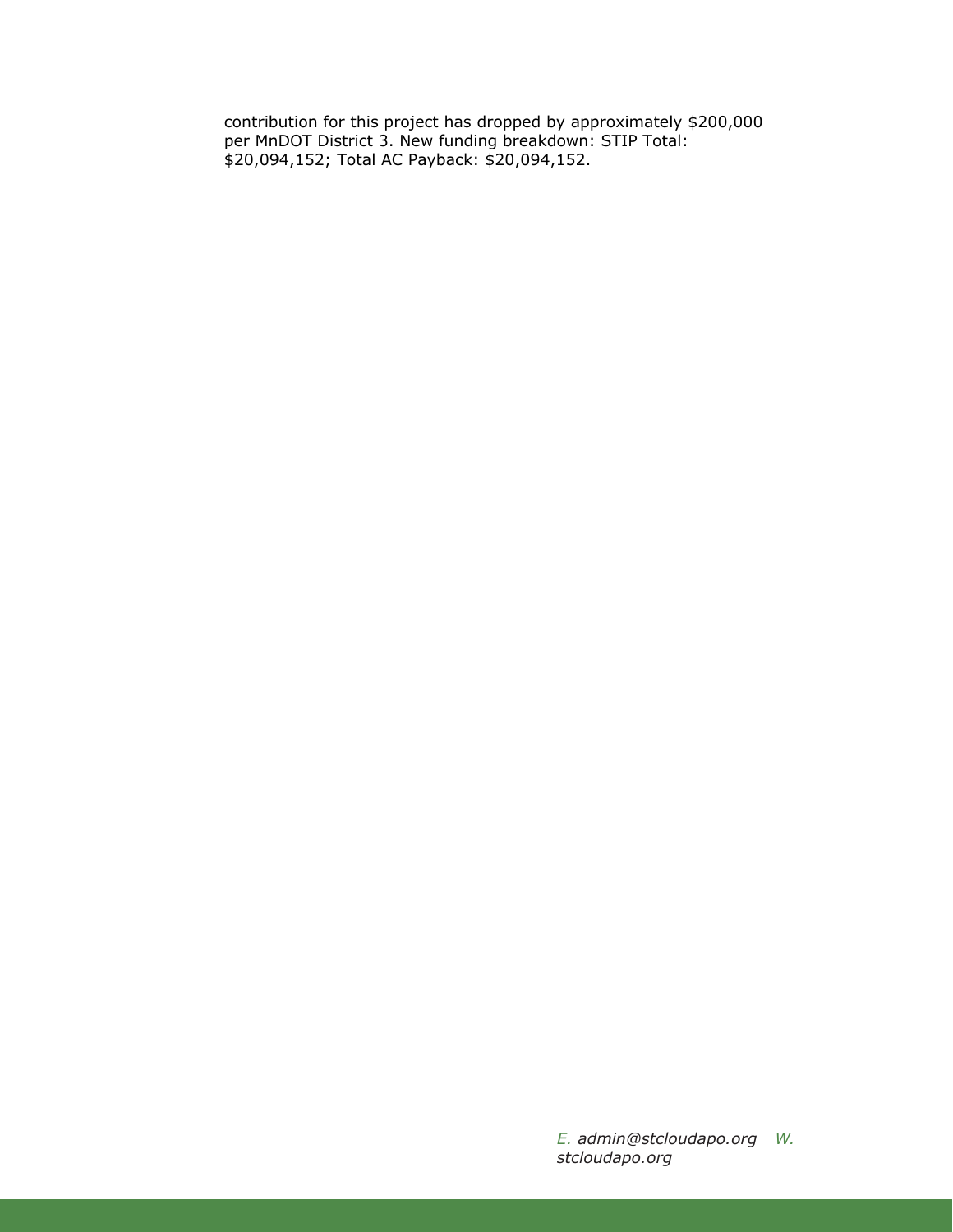contribution for this project has dropped by approximately $200,000 per MnDOT District 3. New funding breakdown: STIP Total: $20,094,152; Total AC Payback: $20,094,152.